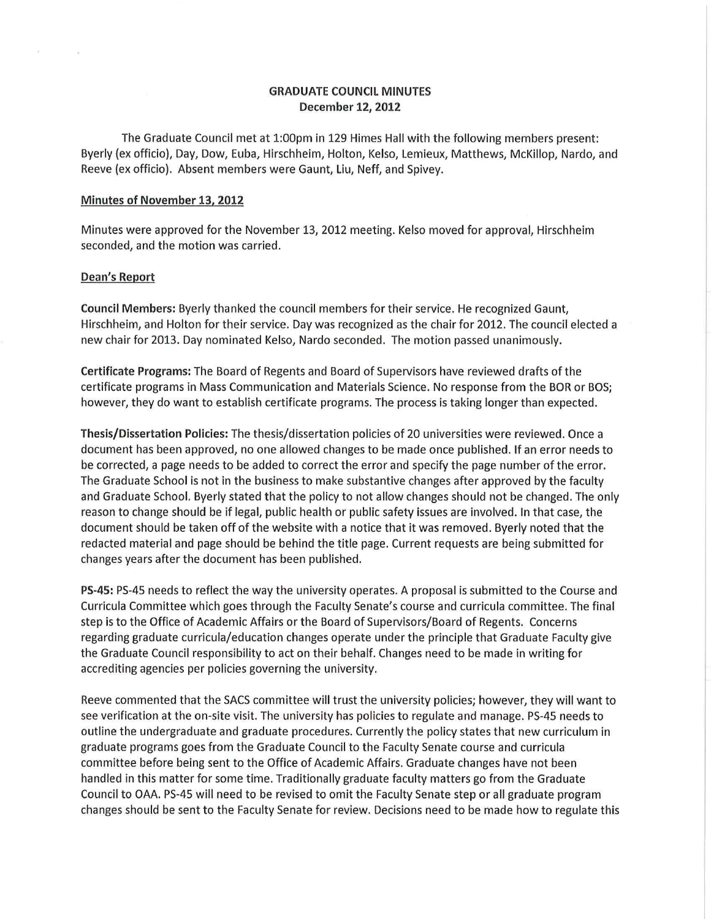# GRADUATE COUNCIL MINUTES
## December 12, 2012

The Graduate Council met at 1:00pm in 129 Himes Hall with the following members present: Byerly (ex officio), Day, Dow, Euba, Hirschheim, Holton, Kelso, Lemieux, Matthews, McKillop, Nardo, and Reeve (ex officio). Absent members were Gaunt, Liu, Neff, and Spivey.

### Minutes of November 13, 2012

Minutes were approved for the November 13, 2012 meeting. Kelso moved for approval, Hirschheim seconded, and the motion was carried.

### Dean's Report

**Council Members:** Byerly thanked the council members for their service. He recognized Gaunt, Hirschheim, and Holton for their service. Day was recognized as the chair for 2012. The council elected a new chair for 2013. Day nominated Kelso, Nardo seconded. The motion passed unanimously.

**Certificate Programs:** The Board of Regents and Board of Supervisors have reviewed drafts of the certificate programs in Mass Communication and Materials Science. No response from the BOR or BOS; however, they do want to establish certificate programs. The process is taking longer than expected.

**Thesis/Dissertation Policies:** The thesis/dissertation policies of 20 universities were reviewed. Once a document has been approved, no one allowed changes to be made once published. If an error needs to be corrected, a page needs to be added to correct the error and specify the page number of the error. The Graduate School is not in the business to make substantive changes after approved by the faculty and Graduate School. Byerly stated that the policy to not allow changes should not be changed. The only reason to change should be if legal, public health or public safety issues are involved. In that case, the document should be taken off of the website with a notice that it was removed. Byerly noted that the redacted material and page should be behind the title page. Current requests are being submitted for changes years after the document has been published.

**PS-45:** PS-45 needs to reflect the way the university operates. A proposal is submitted to the Course and Curricula Committee which goes through the Faculty Senate's course and curricula committee. The final step is to the Office of Academic Affairs or the Board of Supervisors/Board of Regents. Concerns regarding graduate curricula/education changes operate under the principle that Graduate Faculty give the Graduate Council responsibility to act on their behalf. Changes need to be made in writing for accrediting agencies per policies governing the university.

Reeve commented that the SACS committee will trust the university policies; however, they will want to see verification at the on-site visit. The university has policies to regulate and manage. PS-45 needs to outline the undergraduate and graduate procedures. Currently the policy states that new curriculum in graduate programs goes from the Graduate Council to the Faculty Senate course and curricula committee before being sent to the Office of Academic Affairs. Graduate changes have not been handled in this matter for some time. Traditionally graduate faculty matters go from the Graduate Council to OAA. PS-45 will need to be revised to omit the Faculty Senate step or all graduate program changes should be sent to the Faculty Senate for review. Decisions need to be made how to regulate this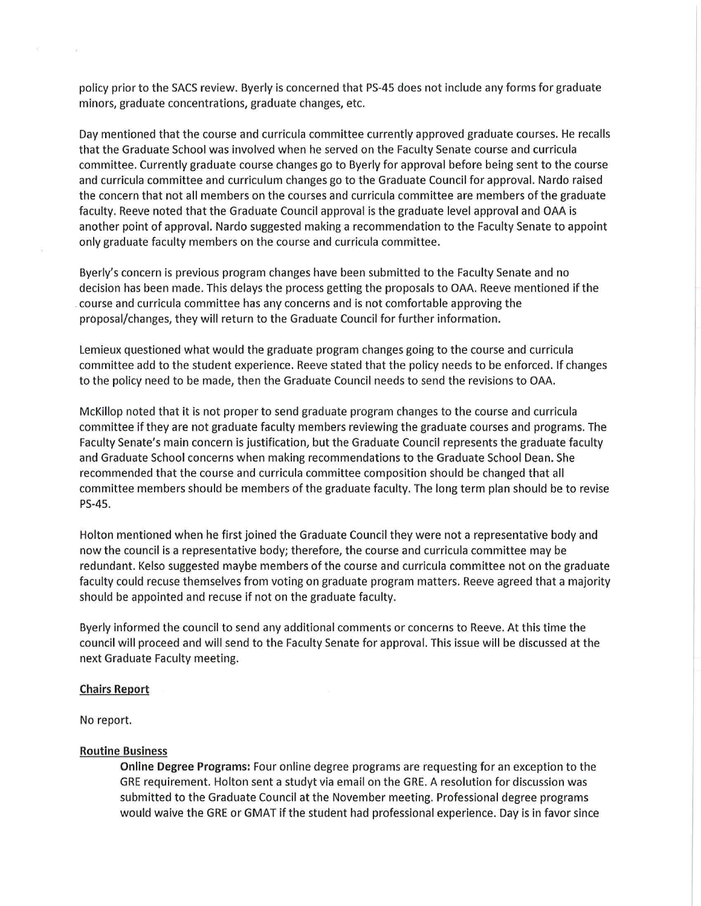policy prior to the SACS review. Byerly is concerned that PS-45 does not include any forms for graduate minors, graduate concentrations, graduate changes, etc.

Day mentioned that the course and curricula committee currently approved graduate courses. He recalls that the Graduate School was involved when he served on the Faculty Senate course and curricula committee. Currently graduate course changes go to Byerly for approval before being sent to the course and curricula committee and curriculum changes go to the Graduate Council for approval. Nardo raised the concern that not all members on the courses and curricula committee are members of the graduate faculty. Reeve noted that the Graduate Council approval is the graduate level approval and OAA is another point of approval. Nardo suggested making a recommendation to the Faculty Senate to appoint only graduate faculty members on the course and curricula committee.

Byerly's concern is previous program changes have been submitted to the Faculty Senate and no decision has been made. This delays the process getting the proposals to OAA. Reeve mentioned if the course and curricula committee has any concerns and is not comfortable approving the proposal/changes, they will return to the Graduate Council for further information.

Lemieux questioned what would the graduate program changes going to the course and curricula committee add to the student experience. Reeve stated that the policy needs to be enforced. If changes to the policy need to be made, then the Graduate Council needs to send the revisions to OAA.

McKillop noted that it is not proper to send graduate program changes to the course and curricula committee if they are not graduate faculty members reviewing the graduate courses and programs. The Faculty Senate's main concern is justification, but the Graduate Council represents the graduate faculty and Graduate School concerns when making recommendations to the Graduate School Dean. She recommended that the course and curricula committee composition should be changed that all committee members should be members of the graduate faculty. The long term plan should be to revise PS-45.

Holton mentioned when he first joined the Graduate Council they were not a representative body and now the council is a representative body; therefore, the course and curricula committee may be redundant. Kelso suggested maybe members of the course and curricula committee not on the graduate faculty could recuse themselves from voting on graduate program matters. Reeve agreed that a majority should be appointed and recuse if not on the graduate faculty.

Byerly informed the council to send any additional comments or concerns to Reeve. At this time the council will proceed and will send to the Faculty Senate for approval. This issue will be discussed at the next Graduate Faculty meeting.

**Chairs Report**

No report.

**Routine Business**

**Online Degree Programs:** Four online degree programs are requesting for an exception to the GRE requirement. Holton sent a studyt via email on the GRE. A resolution for discussion was submitted to the Graduate Council at the November meeting. Professional degree programs would waive the GRE or GMAT if the student had professional experience. Day is in favor since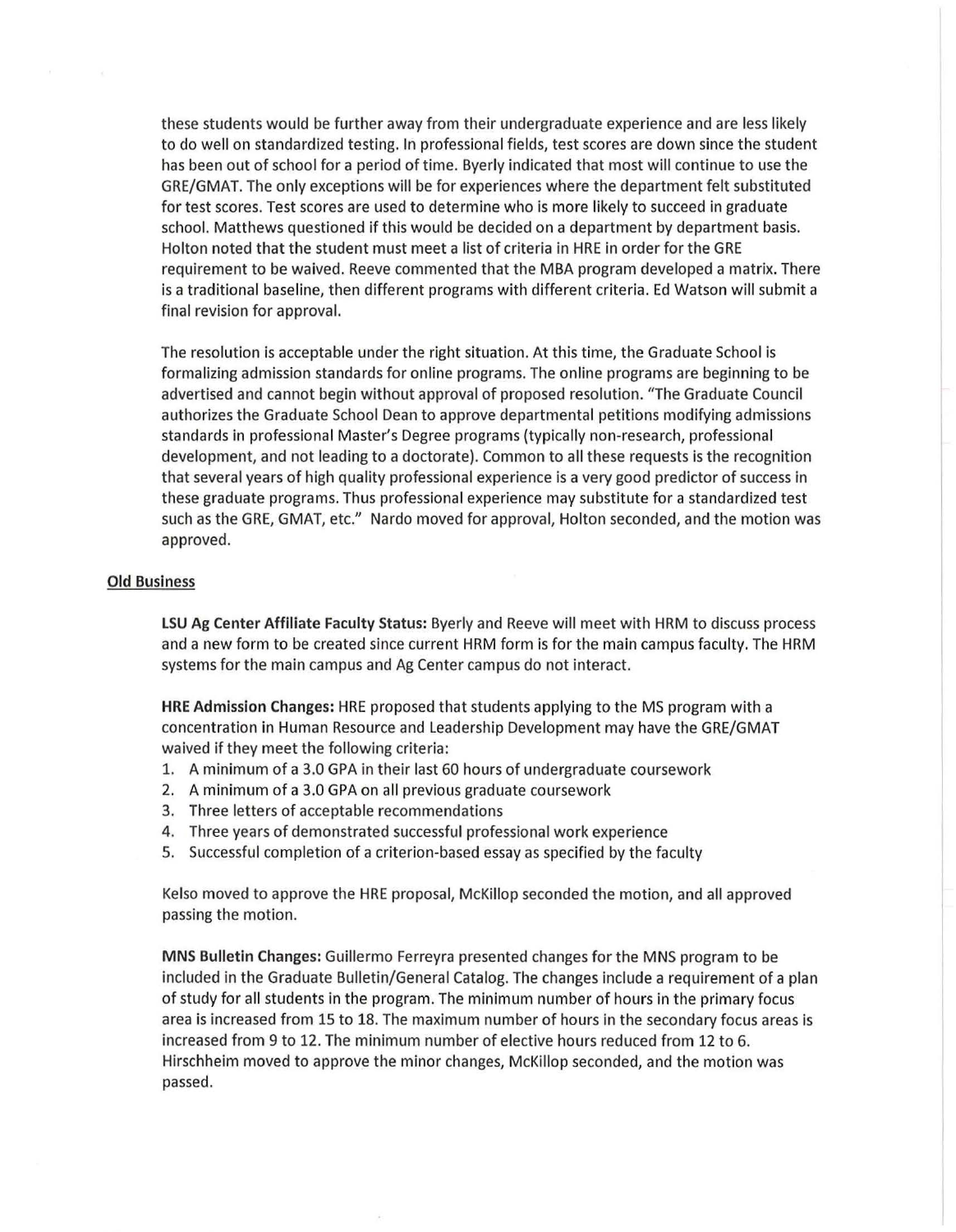these students would be further away from their undergraduate experience and are less likely to do well on standardized testing. In professional fields, test scores are down since the student has been out of school for a period of time. Byerly indicated that most will continue to use the GRE/GMAT. The only exceptions will be for experiences where the department felt substituted for test scores. Test scores are used to determine who is more likely to succeed in graduate school. Matthews questioned if this would be decided on a department by department basis. Holton noted that the student must meet a list of criteria in HRE in order for the GRE requirement to be waived. Reeve commented that the MBA program developed a matrix. There is a traditional baseline, then different programs with different criteria. Ed Watson will submit a final revision for approval.

The resolution is acceptable under the right situation. At this time, the Graduate School is formalizing admission standards for online programs. The online programs are beginning to be advertised and cannot begin without approval of proposed resolution. "The Graduate Council authorizes the Graduate School Dean to approve departmental petitions modifying admissions standards in professional Master's Degree programs (typically non-research, professional development, and not leading to a doctorate). Common to all these requests is the recognition that several years of high quality professional experience is a very good predictor of success in these graduate programs. Thus professional experience may substitute for a standardized test such as the GRE, GMAT, etc." Nardo moved for approval, Holton seconded, and the motion was approved.

## Old Business

**LSU Ag Center Affiliate Faculty Status:** Byerly and Reeve will meet with HRM to discuss process and a new form to be created since current HRM form is for the main campus faculty. The HRM systems for the main campus and Ag Center campus do not interact.

**HRE Admission Changes:** HRE proposed that students applying to the MS program with a concentration in Human Resource and Leadership Development may have the GRE/GMAT waived if they meet the following criteria:

1. A minimum of a 3.0 GPA in their last 60 hours of undergraduate coursework
2. A minimum of a 3.0 GPA on all previous graduate coursework
3. Three letters of acceptable recommendations
4. Three years of demonstrated successful professional work experience
5. Successful completion of a criterion-based essay as specified by the faculty

Kelso moved to approve the HRE proposal, McKillop seconded the motion, and all approved passing the motion.

**MNS Bulletin Changes:** Guillermo Ferreyra presented changes for the MNS program to be included in the Graduate Bulletin/General Catalog. The changes include a requirement of a plan of study for all students in the program. The minimum number of hours in the primary focus area is increased from 15 to 18. The maximum number of hours in the secondary focus areas is increased from 9 to 12. The minimum number of elective hours reduced from 12 to 6. Hirschheim moved to approve the minor changes, McKillop seconded, and the motion was passed.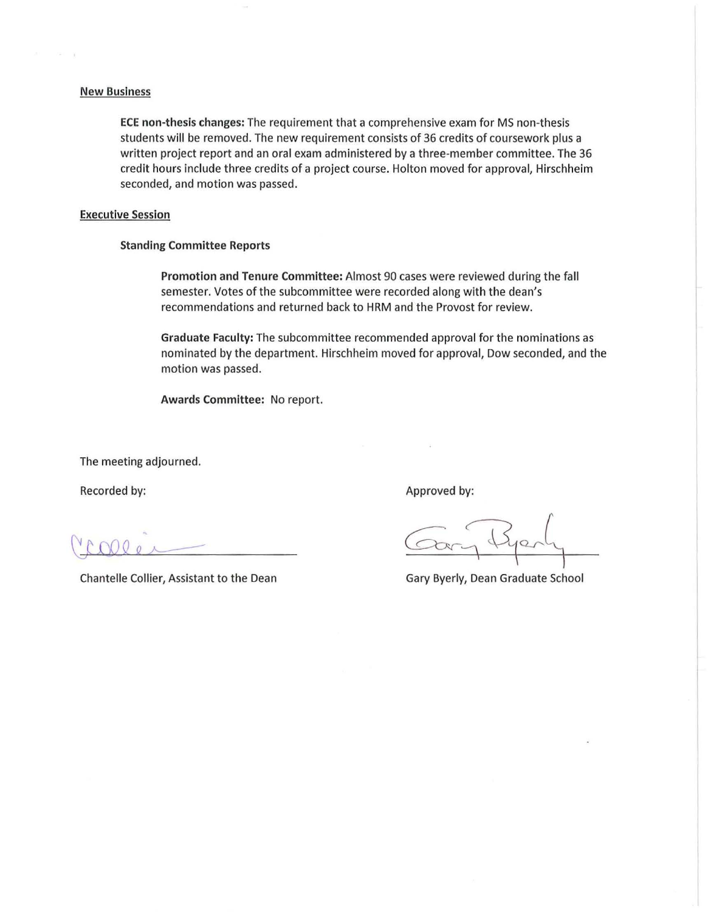**New Business**

**ECE non-thesis changes:** The requirement that a comprehensive exam for MS non-thesis students will be removed. The new requirement consists of 36 credits of coursework plus a written project report and an oral exam administered by a three-member committee. The 36 credit hours include three credits of a project course. Holton moved for approval, Hirschheim seconded, and motion was passed.

**Executive Session**

**Standing Committee Reports**

**Promotion and Tenure Committee:** Almost 90 cases were reviewed during the fall semester. Votes of the subcommittee were recorded along with the dean's recommendations and returned back to HRM and the Provost for review.

**Graduate Faculty:** The subcommittee recommended approval for the nominations as nominated by the department. Hirschheim moved for approval, Dow seconded, and the motion was passed.

**Awards Committee:** No report.

The meeting adjourned.

Recorded by:

Chantelle Collier, Assistant to the Dean

Approved by:

Gary Byerly, Dean Graduate School